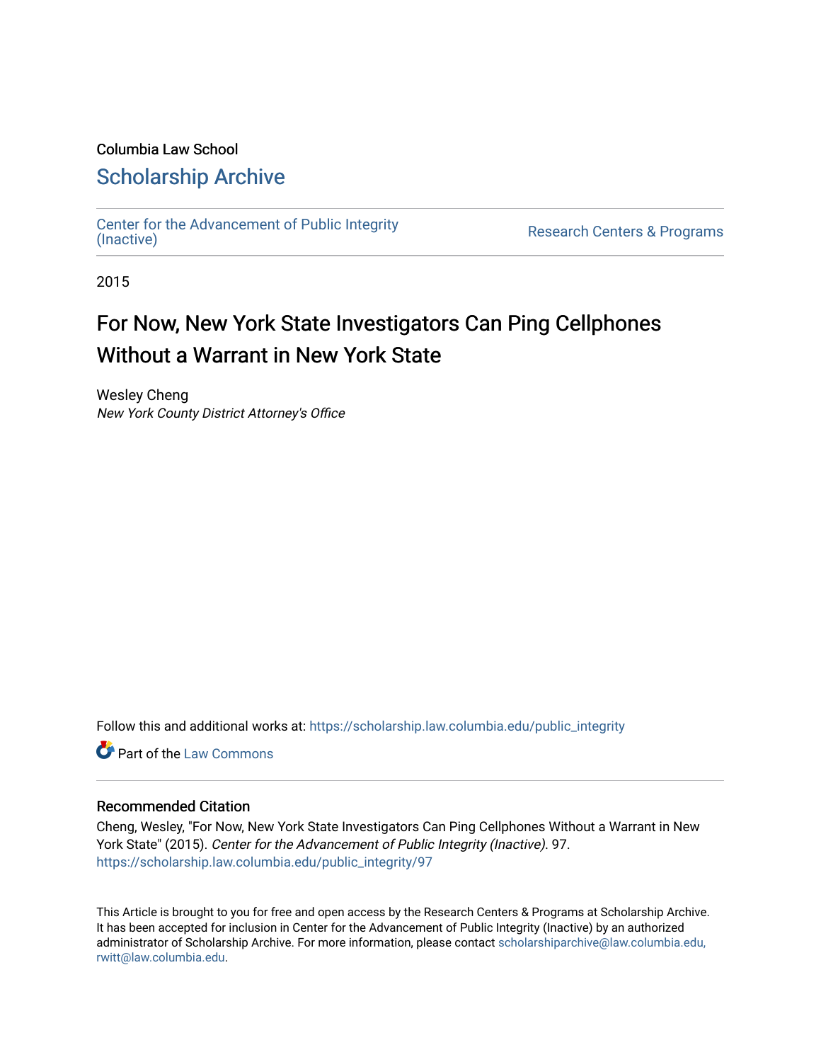Columbia Law School

# Scholarship Archive

Center for the Advancement of Public Integrity (Inactive) | Research Centers & Programs

2015

# For Now, New York State Investigators Can Ping Cellphones Without a Warrant in New York State

Wesley Cheng
*New York County District Attorney's Office*

Follow this and additional works at: https://scholarship.law.columbia.edu/public_integrity

Part of the Law Commons

## Recommended Citation

Cheng, Wesley, "For Now, New York State Investigators Can Ping Cellphones Without a Warrant in New York State" (2015). *Center for the Advancement of Public Integrity (Inactive)*. 97.
https://scholarship.law.columbia.edu/public_integrity/97

This Article is brought to you for free and open access by the Research Centers & Programs at Scholarship Archive. It has been accepted for inclusion in Center for the Advancement of Public Integrity (Inactive) by an authorized administrator of Scholarship Archive. For more information, please contact scholarshiparchive@law.columbia.edu, rwitt@law.columbia.edu.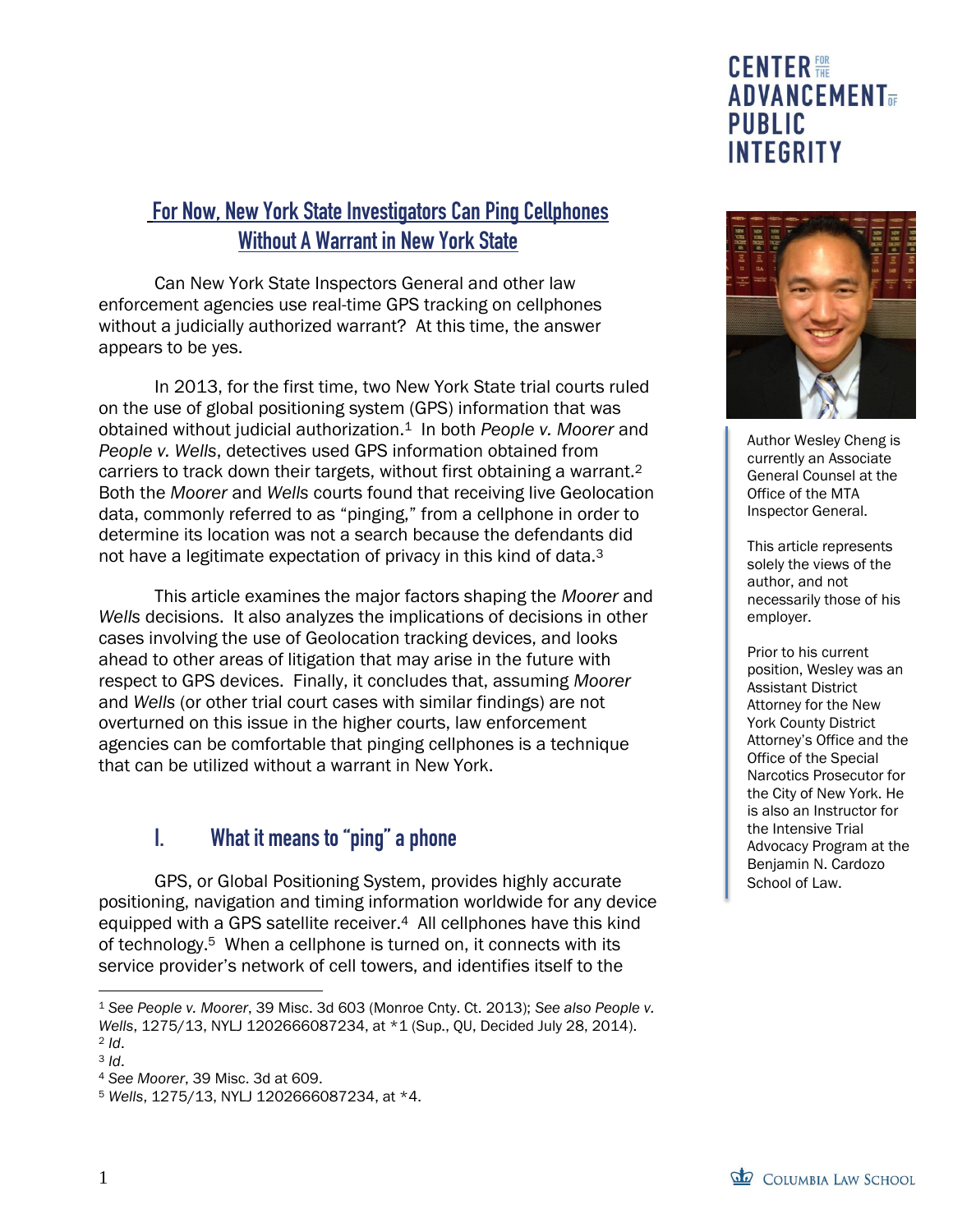CENTER FOR THE ADVANCEMENT OF PUBLIC INTEGRITY

## For Now, New York State Investigators Can Ping Cellphones Without A Warrant in New York State

Can New York State Inspectors General and other law enforcement agencies use real-time GPS tracking on cellphones without a judicially authorized warrant? At this time, the answer appears to be yes.

In 2013, for the first time, two New York State trial courts ruled on the use of global positioning system (GPS) information that was obtained without judicial authorization.[1] In both *People v. Moorer* and *People v. Wells*, detectives used GPS information obtained from carriers to track down their targets, without first obtaining a warrant.[2] Both the *Moorer* and *Wells* courts found that receiving live Geolocation data, commonly referred to as "pinging," from a cellphone in order to determine its location was not a search because the defendants did not have a legitimate expectation of privacy in this kind of data.[3]

This article examines the major factors shaping the *Moorer* and *Wells* decisions. It also analyzes the implications of decisions in other cases involving the use of Geolocation tracking devices, and looks ahead to other areas of litigation that may arise in the future with respect to GPS devices. Finally, it concludes that, assuming *Moorer* and *Wells* (or other trial court cases with similar findings) are not overturned on this issue in the higher courts, law enforcement agencies can be comfortable that pinging cellphones is a technique that can be utilized without a warrant in New York.

Author Wesley Cheng is currently an Associate General Counsel at the Office of the MTA Inspector General.

This article represents solely the views of the author, and not necessarily those of his employer.

Prior to his current position, Wesley was an Assistant District Attorney for the New York County District Attorney's Office and the Office of the Special Narcotics Prosecutor for the City of New York. He is also an Instructor for the Intensive Trial Advocacy Program at the Benjamin N. Cardozo School of Law.

## I. What it means to "ping" a phone

GPS, or Global Positioning System, provides highly accurate positioning, navigation and timing information worldwide for any device equipped with a GPS satellite receiver.[4] All cellphones have this kind of technology.[5] When a cellphone is turned on, it connects with its service provider's network of cell towers, and identifies itself to the

---

[1] *See People v. Moorer*, 39 Misc. 3d 603 (Monroe Cnty. Ct. 2013); *See also People v. Wells*, 1275/13, NYLJ 1202666087234, at *1 (Sup., QU, Decided July 28, 2014).
[2] *Id*.
[3] *Id*.
[4] *See Moorer*, 39 Misc. 3d at 609.
[5] *Wells*, 1275/13, NYLJ 1202666087234, at *4.

COLUMBIA LAW SCHOOL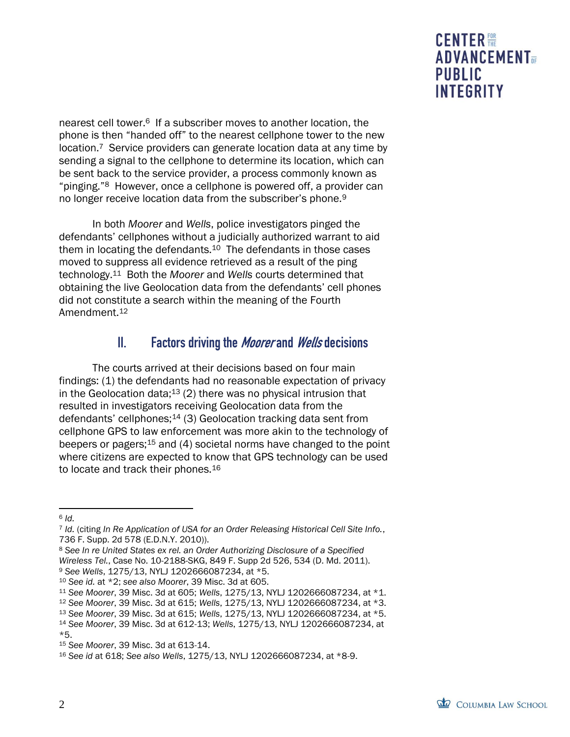nearest cell tower.[6] If a subscriber moves to another location, the phone is then "handed off" to the nearest cellphone tower to the new location.[7] Service providers can generate location data at any time by sending a signal to the cellphone to determine its location, which can be sent back to the service provider, a process commonly known as "pinging."[8] However, once a cellphone is powered off, a provider can no longer receive location data from the subscriber's phone.[9]

In both *Moorer* and *Wells*, police investigators pinged the defendants' cellphones without a judicially authorized warrant to aid them in locating the defendants.[10] The defendants in those cases moved to suppress all evidence retrieved as a result of the ping technology.[11] Both the *Moorer* and *Wells* courts determined that obtaining the live Geolocation data from the defendants' cell phones did not constitute a search within the meaning of the Fourth Amendment.[12]

## II. Factors driving the *Moorer* and *Wells* decisions

The courts arrived at their decisions based on four main findings: (1) the defendants had no reasonable expectation of privacy in the Geolocation data;[13] (2) there was no physical intrusion that resulted in investigators receiving Geolocation data from the defendants' cellphones;[14] (3) Geolocation tracking data sent from cellphone GPS to law enforcement was more akin to the technology of beepers or pagers;[15] and (4) societal norms have changed to the point where citizens are expected to know that GPS technology can be used to locate and track their phones.[16]

---

[6] *Id.*

[7] *Id.* (citing *In Re Application of USA for an Order Releasing Historical Cell Site Info.*, 736 F. Supp. 2d 578 (E.D.N.Y. 2010)).

[8] *See In re United States ex rel. an Order Authorizing Disclosure of a Specified Wireless Tel.*, Case No. 10-2188-SKG, 849 F. Supp 2d 526, 534 (D. Md. 2011).

[9] *See Wells*, 1275/13, NYLJ 1202666087234, at *5.

[10] *See id.* at *2; *see also Moorer*, 39 Misc. 3d at 605.

[11] *See Moorer*, 39 Misc. 3d at 605; *Wells*, 1275/13, NYLJ 1202666087234, at *1.

[12] *See Moorer*, 39 Misc. 3d at 615; *Wells*, 1275/13, NYLJ 1202666087234, at *3.

[13] *See Moorer*, 39 Misc. 3d at 615; *Wells*, 1275/13, NYLJ 1202666087234, at *5.

[14] *See Moorer*, 39 Misc. 3d at 612-13; *Wells*, 1275/13, NYLJ 1202666087234, at *5.

[15] *See Moorer*, 39 Misc. 3d at 613-14.

[16] *See id* at 618; *See also Wells*, 1275/13, NYLJ 1202666087234, at *8-9.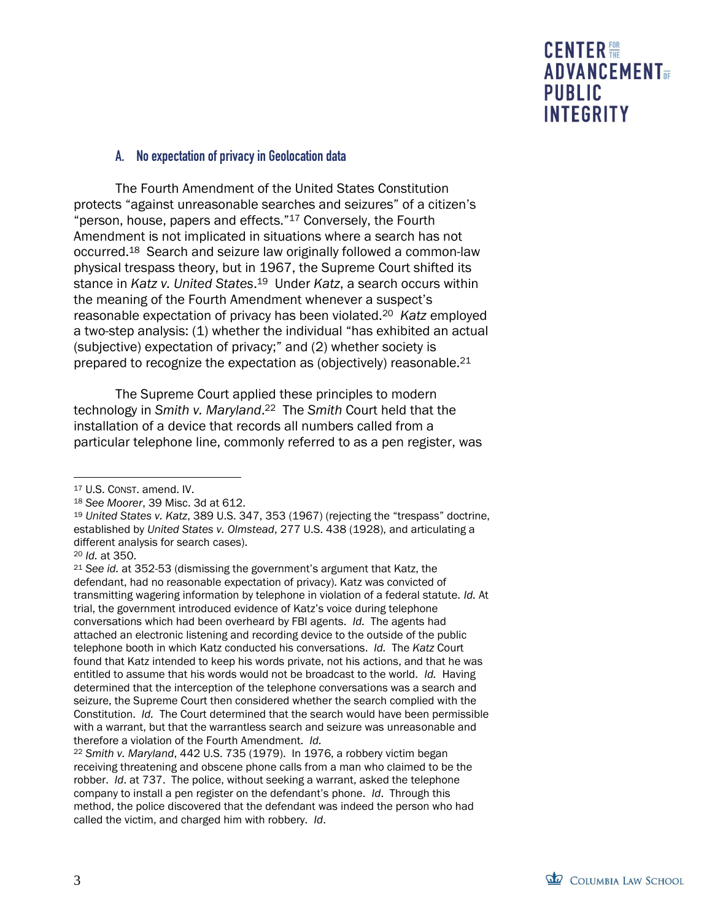### A. No expectation of privacy in Geolocation data

The Fourth Amendment of the United States Constitution protects "against unreasonable searches and seizures" of a citizen's "person, house, papers and effects."[17] Conversely, the Fourth Amendment is not implicated in situations where a search has not occurred.[18] Search and seizure law originally followed a common-law physical trespass theory, but in 1967, the Supreme Court shifted its stance in *Katz v. United States*.[19] Under *Katz*, a search occurs within the meaning of the Fourth Amendment whenever a suspect's reasonable expectation of privacy has been violated.[20] *Katz* employed a two-step analysis: (1) whether the individual "has exhibited an actual (subjective) expectation of privacy;" and (2) whether society is prepared to recognize the expectation as (objectively) reasonable.[21]

The Supreme Court applied these principles to modern technology in *Smith v. Maryland*.[22] The *Smith* Court held that the installation of a device that records all numbers called from a particular telephone line, commonly referred to as a pen register, was

---

[17] U.S. CONST. amend. IV.

[18] *See Moorer*, 39 Misc. 3d at 612.

[19] *United States v. Katz*, 389 U.S. 347, 353 (1967) (rejecting the "trespass" doctrine, established by *United States v. Olmstead*, 277 U.S. 438 (1928), and articulating a different analysis for search cases).

[20] *Id.* at 350.

[21] *See id.* at 352-53 (dismissing the government's argument that Katz, the defendant, had no reasonable expectation of privacy). Katz was convicted of transmitting wagering information by telephone in violation of a federal statute. *Id.* At trial, the government introduced evidence of Katz's voice during telephone conversations which had been overheard by FBI agents. *Id.* The agents had attached an electronic listening and recording device to the outside of the public telephone booth in which Katz conducted his conversations. *Id.* The *Katz* Court found that Katz intended to keep his words private, not his actions, and that he was entitled to assume that his words would not be broadcast to the world. *Id.* Having determined that the interception of the telephone conversations was a search and seizure, the Supreme Court then considered whether the search complied with the Constitution. *Id.* The Court determined that the search would have been permissible with a warrant, but that the warrantless search and seizure was unreasonable and therefore a violation of the Fourth Amendment. *Id.*

[22] *Smith v. Maryland*, 442 U.S. 735 (1979). In 1976, a robbery victim began receiving threatening and obscene phone calls from a man who claimed to be the robber. *Id*. at 737. The police, without seeking a warrant, asked the telephone company to install a pen register on the defendant's phone. *Id*. Through this method, the police discovered that the defendant was indeed the person who had called the victim, and charged him with robbery. *Id*.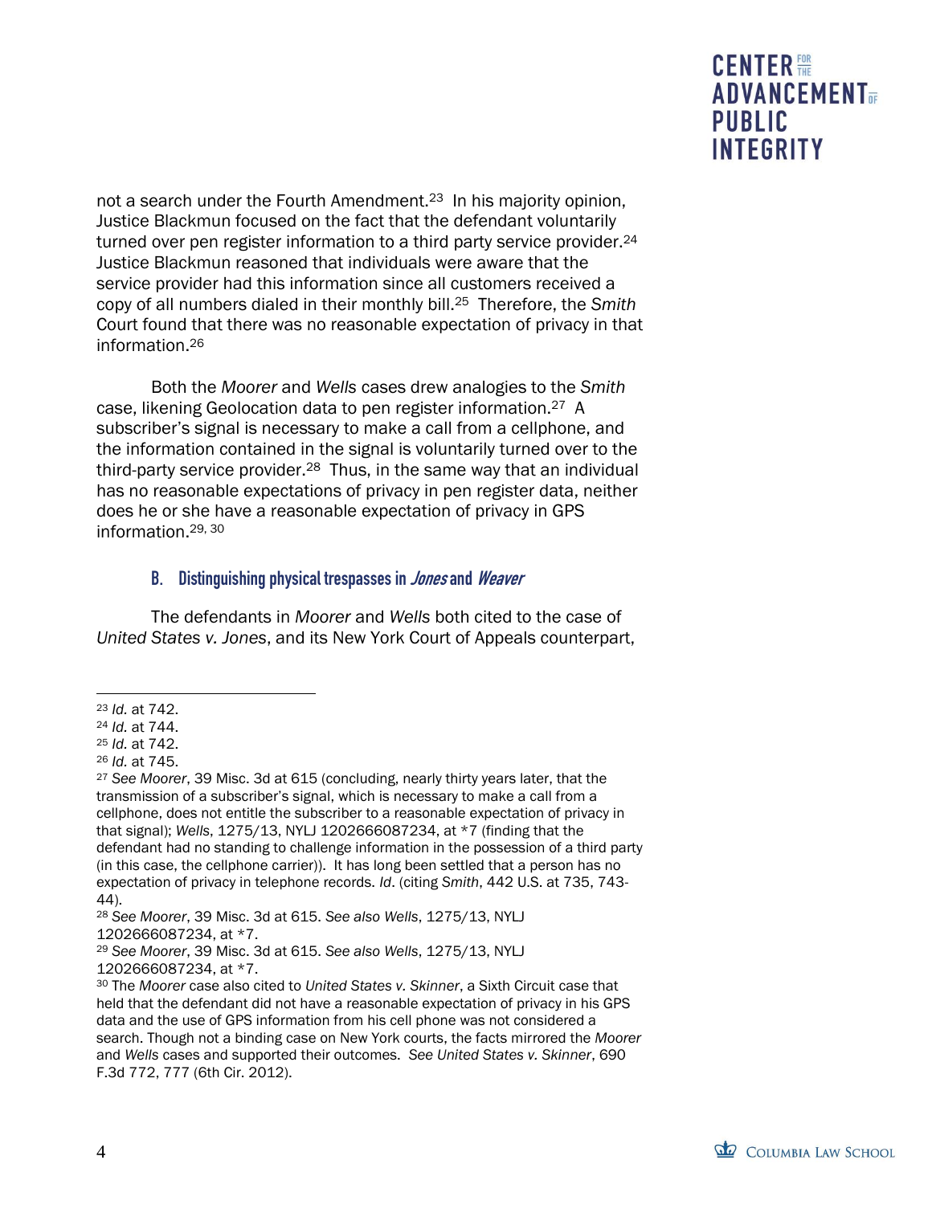not a search under the Fourth Amendment.[23] In his majority opinion, Justice Blackmun focused on the fact that the defendant voluntarily turned over pen register information to a third party service provider.[24] Justice Blackmun reasoned that individuals were aware that the service provider had this information since all customers received a copy of all numbers dialed in their monthly bill.[25] Therefore, the *Smith* Court found that there was no reasonable expectation of privacy in that information.[26]

Both the *Moorer* and *Wells* cases drew analogies to the *Smith* case, likening Geolocation data to pen register information.[27] A subscriber's signal is necessary to make a call from a cellphone, and the information contained in the signal is voluntarily turned over to the third-party service provider.[28] Thus, in the same way that an individual has no reasonable expectations of privacy in pen register data, neither does he or she have a reasonable expectation of privacy in GPS information.[29, 30]

### B. Distinguishing physical trespasses in *Jones* and *Weaver*

The defendants in *Moorer* and *Wells* both cited to the case of *United States v. Jones*, and its New York Court of Appeals counterpart,

---

[23] *Id.* at 742.

[24] *Id.* at 744.

[25] *Id.* at 742.

[26] *Id.* at 745.

[27] *See Moorer*, 39 Misc. 3d at 615 (concluding, nearly thirty years later, that the transmission of a subscriber's signal, which is necessary to make a call from a cellphone, does not entitle the subscriber to a reasonable expectation of privacy in that signal); *Wells*, 1275/13, NYLJ 1202666087234, at *7 (finding that the defendant had no standing to challenge information in the possession of a third party (in this case, the cellphone carrier)). It has long been settled that a person has no expectation of privacy in telephone records. *Id*. (citing *Smith*, 442 U.S. at 735, 743-44).

[28] *See Moorer*, 39 Misc. 3d at 615. *See also Wells*, 1275/13, NYLJ 1202666087234, at *7.

[29] *See Moorer*, 39 Misc. 3d at 615. *See also Wells*, 1275/13, NYLJ 1202666087234, at *7.

[30] The *Moorer* case also cited to *United States v. Skinner*, a Sixth Circuit case that held that the defendant did not have a reasonable expectation of privacy in his GPS data and the use of GPS information from his cell phone was not considered a search. Though not a binding case on New York courts, the facts mirrored the *Moorer* and *Wells* cases and supported their outcomes. *See United States v. Skinner*, 690 F.3d 772, 777 (6th Cir. 2012).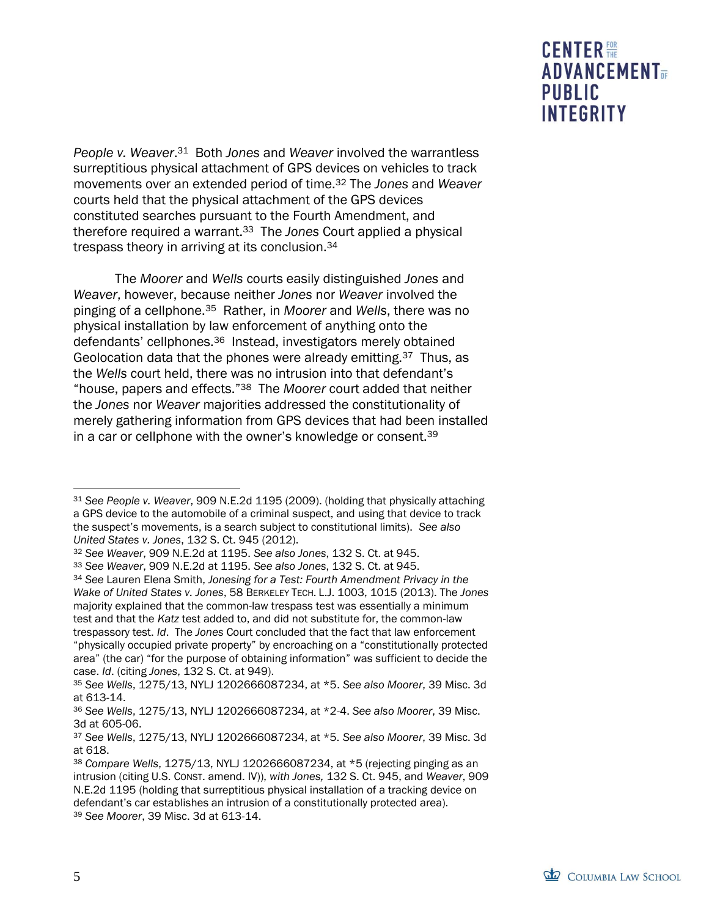*People v. Weaver*.[31] Both *Jones* and *Weaver* involved the warrantless surreptitious physical attachment of GPS devices on vehicles to track movements over an extended period of time.[32] The *Jones* and *Weaver* courts held that the physical attachment of the GPS devices constituted searches pursuant to the Fourth Amendment, and therefore required a warrant.[33] The *Jones* Court applied a physical trespass theory in arriving at its conclusion.[34]

The *Moorer* and *Wells* courts easily distinguished *Jones* and *Weaver*, however, because neither *Jones* nor *Weaver* involved the pinging of a cellphone.[35] Rather, in *Moorer* and *Wells*, there was no physical installation by law enforcement of anything onto the defendants' cellphones.[36] Instead, investigators merely obtained Geolocation data that the phones were already emitting.[37] Thus, as the *Wells* court held, there was no intrusion into that defendant's "house, papers and effects."[38] The *Moorer* court added that neither the *Jones* nor *Weaver* majorities addressed the constitutionality of merely gathering information from GPS devices that had been installed in a car or cellphone with the owner's knowledge or consent.[39]

---

[31] *See People v. Weaver*, 909 N.E.2d 1195 (2009). (holding that physically attaching a GPS device to the automobile of a criminal suspect, and using that device to track the suspect's movements, is a search subject to constitutional limits). *See also United States v. Jones*, 132 S. Ct. 945 (2012).

[32] *See Weaver*, 909 N.E.2d at 1195. *See also Jones*, 132 S. Ct. at 945.

[33] *See Weaver*, 909 N.E.2d at 1195. *See also Jones*, 132 S. Ct. at 945.

[34] *See* Lauren Elena Smith, *Jonesing for a Test: Fourth Amendment Privacy in the Wake of United States v. Jones*, 58 BERKELEY TECH. L.J. 1003, 1015 (2013). The *Jones* majority explained that the common-law trespass test was essentially a minimum test and that the *Katz* test added to, and did not substitute for, the common-law trespassory test. *Id*. The *Jones* Court concluded that the fact that law enforcement "physically occupied private property" by encroaching on a "constitutionally protected area" (the car) "for the purpose of obtaining information" was sufficient to decide the case. *Id*. (citing *Jones*, 132 S. Ct. at 949).

[35] *See Wells*, 1275/13, NYLJ 1202666087234, at *5. *See also Moorer*, 39 Misc. 3d at 613-14.

[36] *See Wells*, 1275/13, NYLJ 1202666087234, at *2-4. *See also Moorer*, 39 Misc. 3d at 605-06.

[37] *See Wells*, 1275/13, NYLJ 1202666087234, at *5. *See also Moorer*, 39 Misc. 3d at 618.

[38] *Compare Wells*, 1275/13, NYLJ 1202666087234, at *5 (rejecting pinging as an intrusion (citing U.S. CONST. amend. IV)), *with Jones,* 132 S. Ct. 945, and *Weaver*, 909 N.E.2d 1195 (holding that surreptitious physical installation of a tracking device on defendant's car establishes an intrusion of a constitutionally protected area).

[39] *See Moorer*, 39 Misc. 3d at 613-14.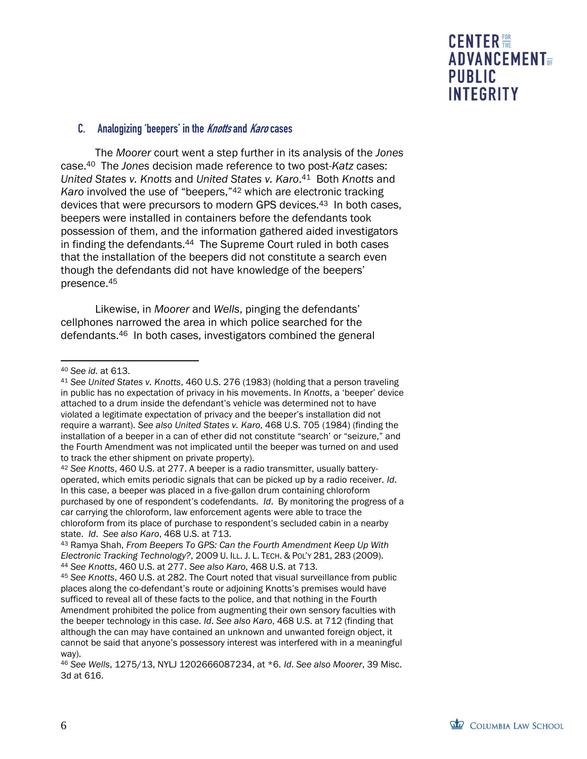### C. Analogizing 'beepers' in the *Knotts* and *Karo* cases

The *Moorer* court went a step further in its analysis of the *Jones* case.[40] The *Jones* decision made reference to two post-*Katz* cases: *United States v. Knotts* and *United States v. Karo*.[41] Both *Knotts* and *Karo* involved the use of "beepers,"[42] which are electronic tracking devices that were precursors to modern GPS devices.[43] In both cases, beepers were installed in containers before the defendants took possession of them, and the information gathered aided investigators in finding the defendants.[44] The Supreme Court ruled in both cases that the installation of the beepers did not constitute a search even though the defendants did not have knowledge of the beepers' presence.[45]

Likewise, in *Moorer* and *Wells*, pinging the defendants' cellphones narrowed the area in which police searched for the defendants.[46] In both cases, investigators combined the general

---

[40] *See id.* at 613.

[41] *See United States v. Knotts*, 460 U.S. 276 (1983) (holding that a person traveling in public has no expectation of privacy in his movements. In *Knotts*, a 'beeper' device attached to a drum inside the defendant's vehicle was determined not to have violated a legitimate expectation of privacy and the beeper's installation did not require a warrant). *See also United States v. Karo*, 468 U.S. 705 (1984) (finding the installation of a beeper in a can of ether did not constitute "search" or "seizure," and the Fourth Amendment was not implicated until the beeper was turned on and used to track the ether shipment on private property).

[42] *See Knotts*, 460 U.S. at 277. A beeper is a radio transmitter, usually battery-operated, which emits periodic signals that can be picked up by a radio receiver. *Id*. In this case, a beeper was placed in a five-gallon drum containing chloroform purchased by one of respondent's codefendants. *Id*. By monitoring the progress of a car carrying the chloroform, law enforcement agents were able to trace the chloroform from its place of purchase to respondent's secluded cabin in a nearby state. *Id*. *See also Karo*, 468 U.S. at 713.

[43] Ramya Shah, *From Beepers To GPS: Can the Fourth Amendment Keep Up With Electronic Tracking Technology?*, 2009 U. ILL. J. L. TECH. & POL'Y 281, 283 (2009).

[44] *See Knotts*, 460 U.S. at 277. *See also Karo*, 468 U.S. at 713.

[45] *See Knotts*, 460 U.S. at 282. The Court noted that visual surveillance from public places along the co-defendant's route or adjoining Knotts's premises would have sufficed to reveal all of these facts to the police, and that nothing in the Fourth Amendment prohibited the police from augmenting their own sensory faculties with the beeper technology in this case. *Id*. *See also Karo*, 468 U.S. at 712 (finding that although the can may have contained an unknown and unwanted foreign object, it cannot be said that anyone's possessory interest was interfered with in a meaningful way).

[46] *See Wells*, 1275/13, NYLJ 1202666087234, at *6. *Id*. *See also Moorer*, 39 Misc. 3d at 616.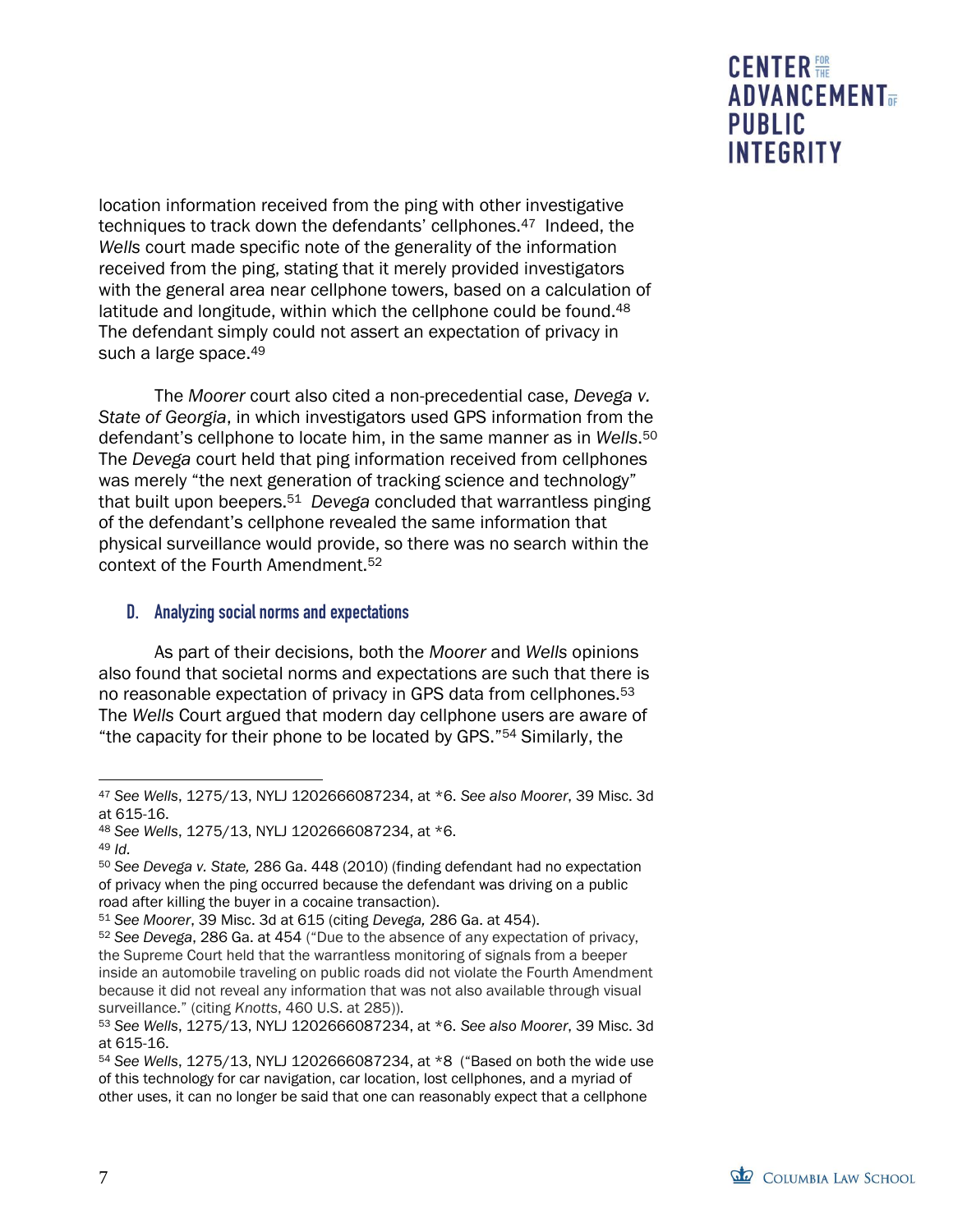location information received from the ping with other investigative techniques to track down the defendants' cellphones.[47] Indeed, the *Wells* court made specific note of the generality of the information received from the ping, stating that it merely provided investigators with the general area near cellphone towers, based on a calculation of latitude and longitude, within which the cellphone could be found.[48] The defendant simply could not assert an expectation of privacy in such a large space.[49]

The *Moorer* court also cited a non-precedential case, *Devega v. State of Georgia*, in which investigators used GPS information from the defendant's cellphone to locate him, in the same manner as in *Wells*.[50] The *Devega* court held that ping information received from cellphones was merely "the next generation of tracking science and technology" that built upon beepers.[51] *Devega* concluded that warrantless pinging of the defendant's cellphone revealed the same information that physical surveillance would provide, so there was no search within the context of the Fourth Amendment.[52]

### D. Analyzing social norms and expectations

As part of their decisions, both the *Moorer* and *Wells* opinions also found that societal norms and expectations are such that there is no reasonable expectation of privacy in GPS data from cellphones.[53] The *Wells* Court argued that modern day cellphone users are aware of "the capacity for their phone to be located by GPS."[54] Similarly, the

---

[47] *See Wells*, 1275/13, NYLJ 1202666087234, at *6. *See also Moorer*, 39 Misc. 3d at 615-16.

[48] *See Wells*, 1275/13, NYLJ 1202666087234, at *6.

[49] *Id.*

[50] *See Devega v. State,* 286 Ga. 448 (2010) (finding defendant had no expectation of privacy when the ping occurred because the defendant was driving on a public road after killing the buyer in a cocaine transaction).

[51] *See Moorer*, 39 Misc. 3d at 615 (citing *Devega,* 286 Ga. at 454).

[52] *See Devega*, 286 Ga. at 454 ("Due to the absence of any expectation of privacy, the Supreme Court held that the warrantless monitoring of signals from a beeper inside an automobile traveling on public roads did not violate the Fourth Amendment because it did not reveal any information that was not also available through visual surveillance." (citing *Knotts*, 460 U.S. at 285)).

[53] *See Wells*, 1275/13, NYLJ 1202666087234, at *6. *See also Moorer*, 39 Misc. 3d at 615-16.

[54] *See Wells*, 1275/13, NYLJ 1202666087234, at *8 ("Based on both the wide use of this technology for car navigation, car location, lost cellphones, and a myriad of other uses, it can no longer be said that one can reasonably expect that a cellphone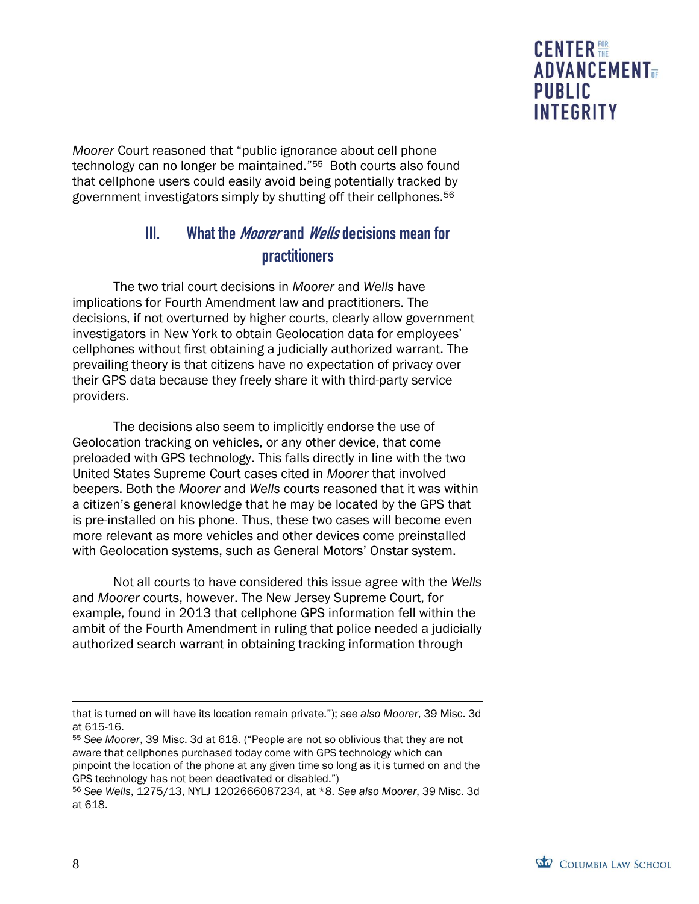*Moorer* Court reasoned that "public ignorance about cell phone technology can no longer be maintained."[55] Both courts also found that cellphone users could easily avoid being potentially tracked by government investigators simply by shutting off their cellphones.[56]

## III. What the *Moorer* and *Wells* decisions mean for practitioners

The two trial court decisions in *Moorer* and *Wells* have implications for Fourth Amendment law and practitioners. The decisions, if not overturned by higher courts, clearly allow government investigators in New York to obtain Geolocation data for employees' cellphones without first obtaining a judicially authorized warrant. The prevailing theory is that citizens have no expectation of privacy over their GPS data because they freely share it with third-party service providers.

The decisions also seem to implicitly endorse the use of Geolocation tracking on vehicles, or any other device, that come preloaded with GPS technology. This falls directly in line with the two United States Supreme Court cases cited in *Moorer* that involved beepers. Both the *Moorer* and *Wells* courts reasoned that it was within a citizen's general knowledge that he may be located by the GPS that is pre-installed on his phone. Thus, these two cases will become even more relevant as more vehicles and other devices come preinstalled with Geolocation systems, such as General Motors' Onstar system.

Not all courts to have considered this issue agree with the *Wells* and *Moorer* courts, however. The New Jersey Supreme Court, for example, found in 2013 that cellphone GPS information fell within the ambit of the Fourth Amendment in ruling that police needed a judicially authorized search warrant in obtaining tracking information through

---

that is turned on will have its location remain private."); *see also Moorer*, 39 Misc. 3d at 615-16.

[55] *See Moorer*, 39 Misc. 3d at 618. ("People are not so oblivious that they are not aware that cellphones purchased today come with GPS technology which can pinpoint the location of the phone at any given time so long as it is turned on and the GPS technology has not been deactivated or disabled.")

[56] *See Wells*, 1275/13, NYLJ 1202666087234, at *8. *See also Moorer*, 39 Misc. 3d at 618.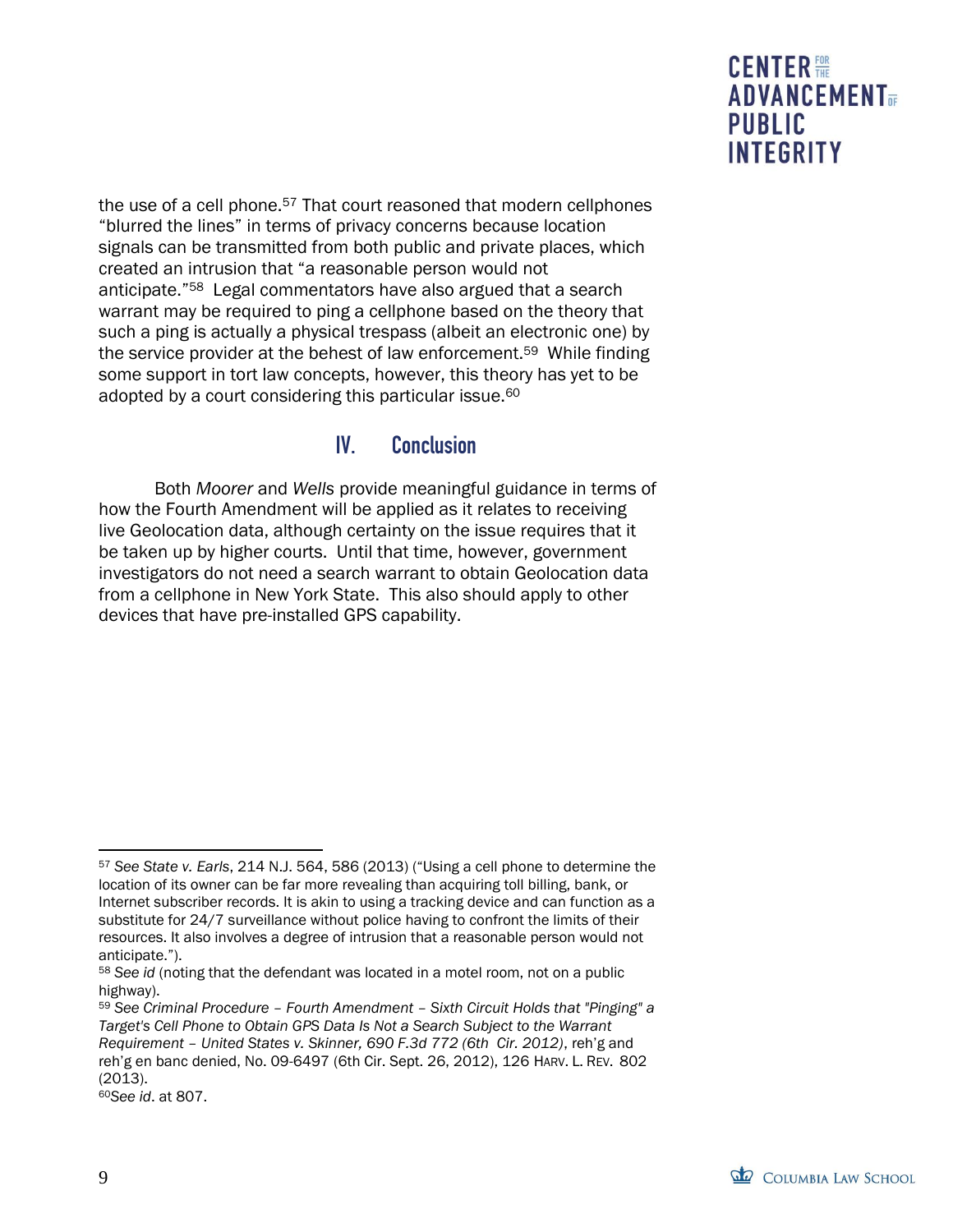the use of a cell phone.[57] That court reasoned that modern cellphones "blurred the lines" in terms of privacy concerns because location signals can be transmitted from both public and private places, which created an intrusion that "a reasonable person would not anticipate."[58] Legal commentators have also argued that a search warrant may be required to ping a cellphone based on the theory that such a ping is actually a physical trespass (albeit an electronic one) by the service provider at the behest of law enforcement.[59] While finding some support in tort law concepts, however, this theory has yet to be adopted by a court considering this particular issue.[60]

## IV. Conclusion

Both *Moorer* and *Wells* provide meaningful guidance in terms of how the Fourth Amendment will be applied as it relates to receiving live Geolocation data, although certainty on the issue requires that it be taken up by higher courts. Until that time, however, government investigators do not need a search warrant to obtain Geolocation data from a cellphone in New York State. This also should apply to other devices that have pre-installed GPS capability.

---

[57] *See State v. Earls*, 214 N.J. 564, 586 (2013) ("Using a cell phone to determine the location of its owner can be far more revealing than acquiring toll billing, bank, or Internet subscriber records. It is akin to using a tracking device and can function as a substitute for 24/7 surveillance without police having to confront the limits of their resources. It also involves a degree of intrusion that a reasonable person would not anticipate.").

[58] *See id* (noting that the defendant was located in a motel room, not on a public highway).

[59] *See Criminal Procedure – Fourth Amendment – Sixth Circuit Holds that "Pinging" a Target's Cell Phone to Obtain GPS Data Is Not a Search Subject to the Warrant Requirement – United States v. Skinner, 690 F.3d 772 (6th Cir. 2012)*, reh'g and reh'g en banc denied, No. 09-6497 (6th Cir. Sept. 26, 2012), 126 HARV. L. REV. 802 (2013).

[60] *See id*. at 807.